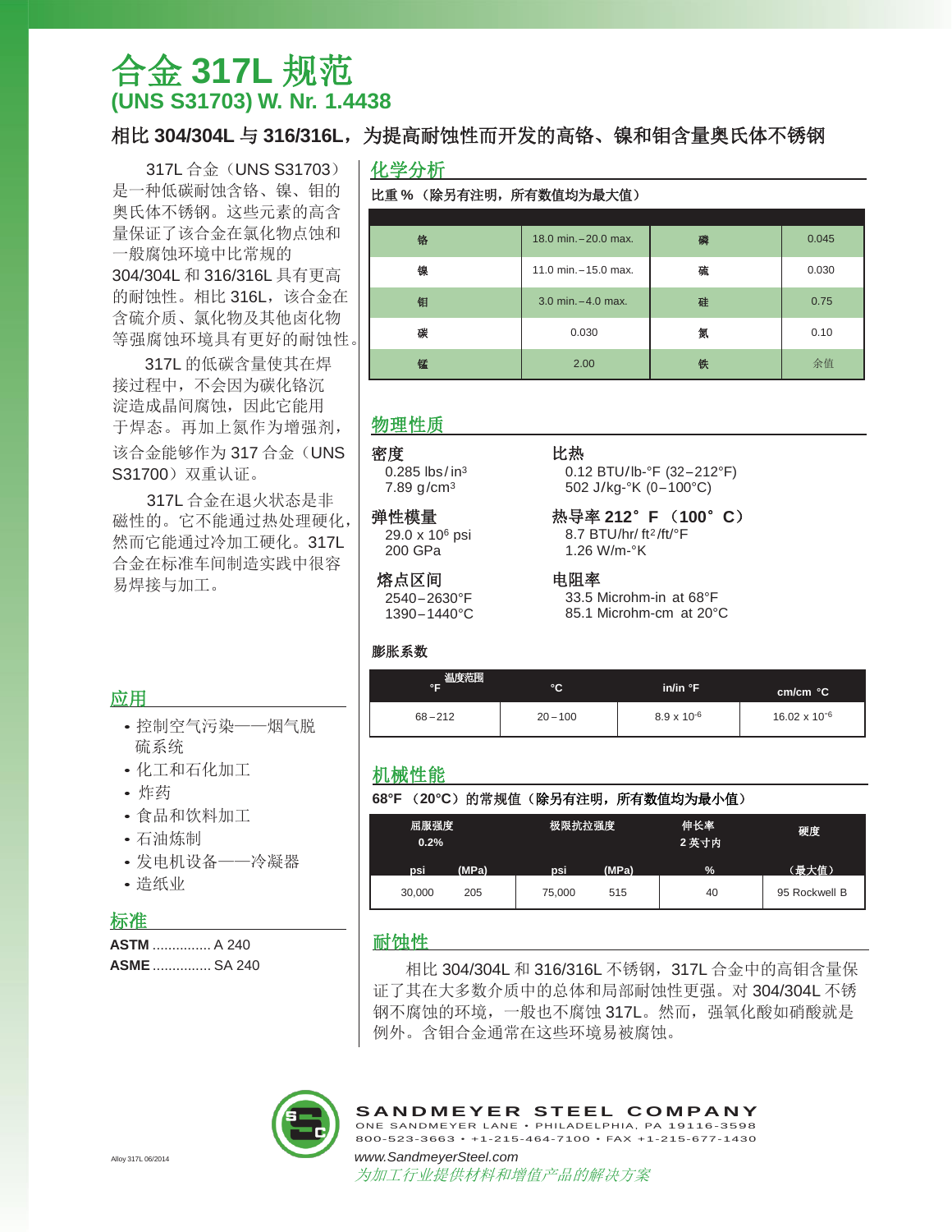# 合金 317L 规范

## (UNS S31703) W. Nr. 1.4438

### 相比 304/304L 与 316/316L，为提高耐蚀性而开发的高铬、镍和钼含量奥氏体不锈钢

317L 合金（UNS S31703）是一种低碳耐蚀含铬、镍、钼的奥氏体不锈钢。这些元素的高含量保证了该合金在氯化物点蚀和一般腐蚀环境中比常规的 304/304L 和 316/316L 具有更高的耐蚀性。相比 316L，该合金在含硫介质、氯化物及其他卤化物等强腐蚀环境具有更好的耐蚀性。

317L 的低碳含量使其在焊接过程中，不会因为碳化铬沉淀造成晶间腐蚀，因此它能用于焊态。再加上氮作为增强剂，该合金能够作为 317 合金（UNS S31700）双重认证。

317L 合金在退火状态是非磁性的。它不能通过热处理硬化，然而它能通过冷加工硬化。317L 合金在标准车间制造实践中很容易焊接与加工。

## 应用

- 控制空气污染——烟气脱硫系统
- 化工和石化加工
- 炸药
- 食品和饮料加工
- 石油炼制
- 发电机设备——冷凝器
- 造纸业

## 标准

**ASTM** ............... A 240

**ASME** ............... SA 240

## 化学分析

**比重 %（除另有注明，所有数值均为最大值）**

| | | | |
|---|---|---|---|
| 铬 | 18.0 min.–20.0 max. | 磷 | 0.045 |
| 镍 | 11.0 min.–15.0 max. | 硫 | 0.030 |
| 钼 | 3.0 min.–4.0 max. | 硅 | 0.75 |
| 碳 | 0.030 | 氮 | 0.10 |
| 锰 | 2.00 | 铁 | 余值 |

## 物理性质

**密度**
0.285 lbs/in³
7.89 g/cm³

**弹性模量**
29.0 x $10^6$ psi
200 GPa

**熔点区间**
2540–2630°F
1390–1440°C

**比热**
0.12 BTU/lb-°F (32–212°F)
502 J/kg-°K (0–100°C)

**热导率 212° F （100° C）**
8.7 BTU/hr/ ft²/ft/°F
1.26 W/m-°K

**电阻率**
33.5 Microhm-in at 68°F
85.1 Microhm-cm at 20°C

**膨胀系数**

| 温度范围 °F | °C | in/in °F | cm/cm °C |
|---|---|---|---|
| 68–212 | 20–100 | 8.9 x $10^{-6}$ | 16.02 x $10^{-6}$ |

## 机械性能

**68°F （20°C）的常规值（除另有注明，所有数值均为最小值）**

| 屈服强度 0.2% | | 极限抗拉强度 | | 伸长率 2 英寸内 | 硬度 |
|---|---|---|---|---|---|
| psi | (MPa) | psi | (MPa) | % | （最大值） |
| 30,000 | 205 | 75,000 | 515 | 40 | 95 Rockwell B |

## 耐蚀性

相比 304/304L 和 316/316L 不锈钢，317L 合金中的高钼含量保证了其在大多数介质中的总体和局部耐蚀性更强。对 304/304L 不锈钢不腐蚀的环境，一般也不腐蚀 317L。然而，强氧化酸如硝酸就是例外。含钼合金通常在这些环境易被腐蚀。

**SANDMEYER STEEL COMPANY**
ONE SANDMEYER LANE • PHILADELPHIA, PA 19116-3598
800-523-3663 • +1-215-464-7100 • FAX +1-215-677-1430
www.SandmeyerSteel.com
*为加工行业提供材料和增值产品的解决方案*

Alloy 317L 06/2014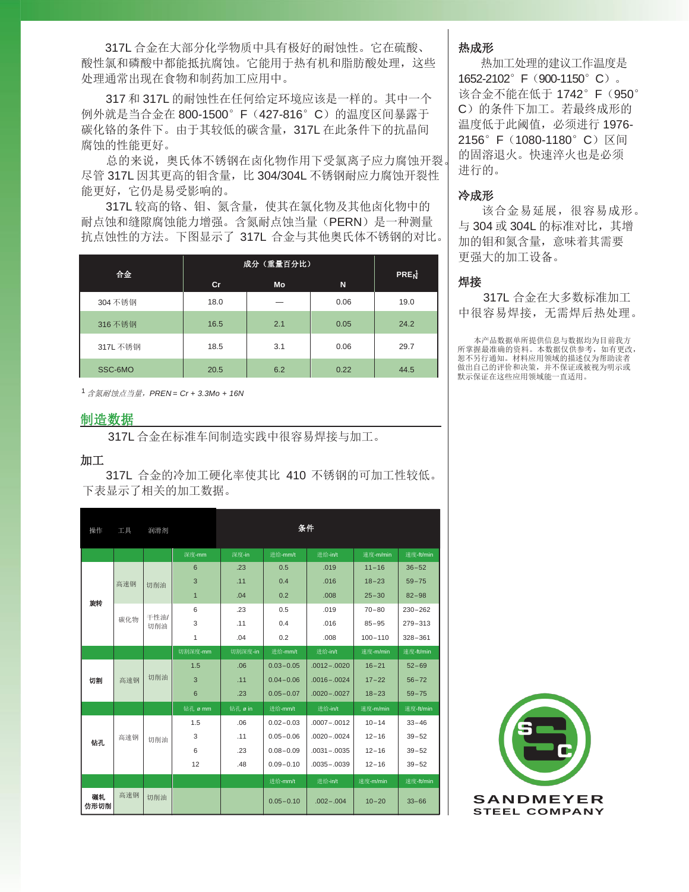317L 合金在大部分化学物质中具有极好的耐蚀性。它在硫酸、酸性氯和磷酸中都能抵抗腐蚀。它能用于热有机和脂肪酸处理，这些处理通常出现在食物和制药加工应用中。

317 和 317L 的耐蚀性在任何给定环境应该是一样的。其中一个例外就是当合金在 800-1500° F（427-816° C）的温度区间暴露于碳化铬的条件下。由于其较低的碳含量，317L 在此条件下的抗晶间腐蚀的性能更好。

总的来说，奥氏体不锈钢在卤化物作用下受氯离子应力腐蚀开裂。尽管 317L 因其更高的钼含量，比 304/304L 不锈钢耐应力腐蚀开裂性能更好，它仍是易受影响的。

317L 较高的铬、钼、氮含量，使其在氯化物及其他卤化物中的耐点蚀和缝隙腐蚀能力增强。含氮耐点蚀当量（PERN）是一种测量抗点蚀性的方法。下图显示了 317L 合金与其他奥氏体不锈钢的对比。

| 合金 | 成分（重量百分比） | | | $PRE_N$[1] |
|---|---|---|---|---|
| | Cr | Mo | N | |
| 304 不锈钢 | 18.0 | — | 0.06 | 19.0 |
| 316 不锈钢 | 16.5 | 2.1 | 0.05 | 24.2 |
| 317L 不锈钢 | 18.5 | 3.1 | 0.06 | 29.7 |
| SSC-6MO | 20.5 | 6.2 | 0.22 | 44.5 |

[1] *含氮耐蚀点当量*，$PREN = Cr + 3.3Mo + 16N$

## 制造数据

317L 合金在标准车间制造实践中很容易焊接与加工。

### 加工

317L 合金的冷加工硬化率使其比 410 不锈钢的可加工性较低。下表显示了相关的加工数据。

| 操作 | 工具 | 润滑剂 | 条件 | | | | | | |
|---|---|---|---|---|---|---|---|---|---|
| | | | 深度-mm | 深度-in | 进给-mm/t | 进给-in/t | 速度-m/min | 速度-ft/min |
| 旋转 | 高速钢 | 切削油 | 6 | .23 | 0.5 | .019 | 11–16 | 36–52 |
| | | | 3 | .11 | 0.4 | .016 | 18–23 | 59–75 |
| | | | 1 | .04 | 0.2 | .008 | 25–30 | 82–98 |
| | 碳化物 | 干性油/切削油 | 6 | .23 | 0.5 | .019 | 70–80 | 230–262 |
| | | | 3 | .11 | 0.4 | .016 | 85–95 | 279–313 |
| | | | 1 | .04 | 0.2 | .008 | 100–110 | 328–361 |
| | | | 切削深度-mm | 切削深度-in | 进给-mm/t | 进给-in/t | 速度-m/min | 速度-ft/min |
| 切割 | 高速钢 | 切削油 | 1.5 | .06 | 0.03–0.05 | .0012–.0020 | 16–21 | 52–69 |
| | | | 3 | .11 | 0.04–0.06 | .0016–.0024 | 17–22 | 56–72 |
| | | | 6 | .23 | 0.05–0.07 | .0020–.0027 | 18–23 | 59–75 |
| | | | 钻孔 ø mm | 钻孔 ø in | 进给-mm/t | 进给-in/t | 速度-m/min | 速度-ft/min |
| 钻孔 | 高速钢 | 切削油 | 1.5 | .06 | 0.02–0.03 | .0007–.0012 | 10–14 | 33–46 |
| | | | 3 | .11 | 0.05–0.06 | .0020–.0024 | 12–16 | 39–52 |
| | | | 6 | .23 | 0.08–0.09 | .0031–.0035 | 12–16 | 39–52 |
| | | | 12 | .48 | 0.09–0.10 | .0035–.0039 | 12–16 | 39–52 |
| | | | | | 进给-mm/t | 进给-in/t | 速度-m/min | 速度-ft/min |
| 碾轧仿形切削 | 高速钢 | 切削油 | | | 0.05–0.10 | .002–.004 | 10–20 | 33–66 |

### 热成形

热加工处理的建议工作温度是 1652-2102° F（900-1150° C）。该合金不能在低于 1742° F（950° C）的条件下加工。若最终成形的温度低于此阈值，必须进行 1976-2156° F（1080-1180° C）区间的固溶退火。快速淬火也是必须进行的。

### 冷成形

该合金易延展，很容易成形。与 304 或 304L 的标准对比，其增加的钼和氮含量，意味着其需要更强大的加工设备。

### 焊接

317L 合金在大多数标准加工中很容易焊接，无需焊后热处理。

本产品数据单所提供信息与数据均为目前我方所掌握最准确的资料。本数据仅供参考，如有更改，恕不另行通知。材料应用领域的描述仅为帮助读者做出自己的评价和决策，并不保证或被视为明示或默示保证在这些应用领域能一直适用。

SANDMEYER STEEL COMPANY